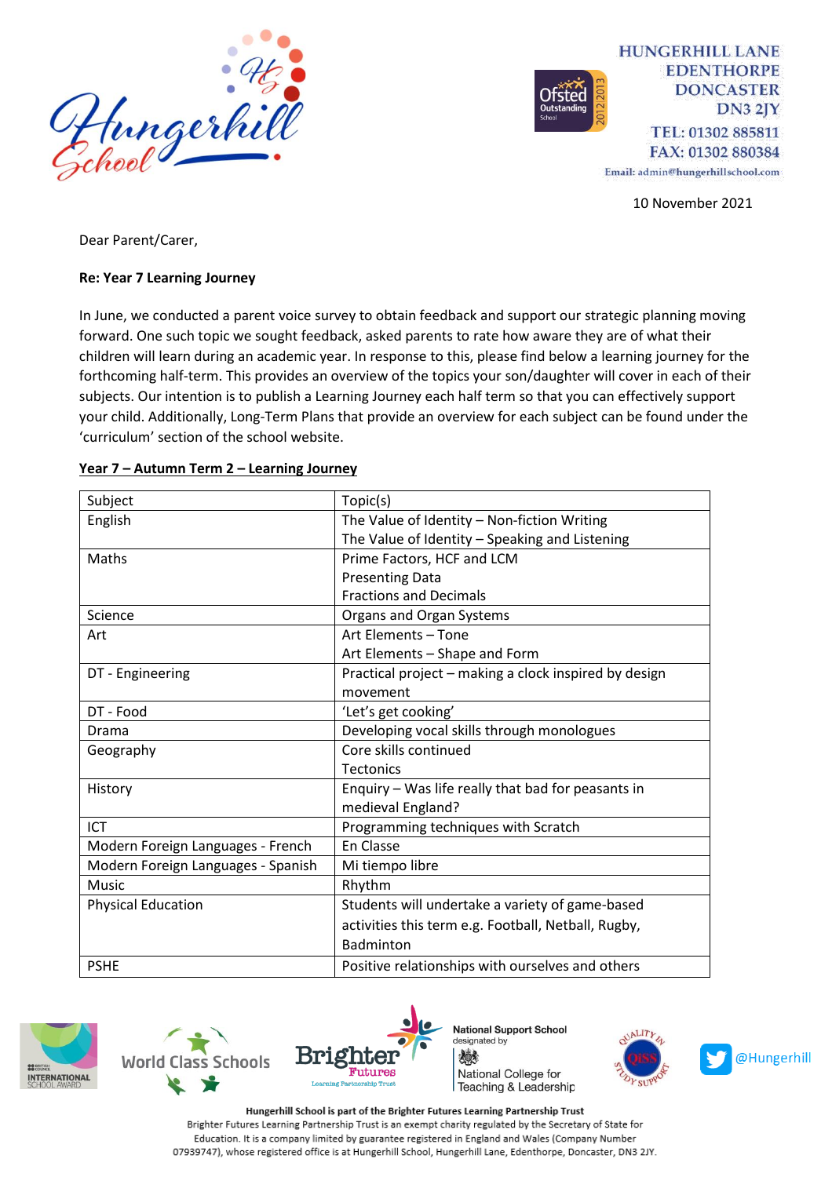HUNGERHILL LANE
EDENTHORPE
DONCASTER
DN3 2JY
TEL: 01302 885811
FAX: 01302 880384
Email: admin@hungerhillschool.com

10 November 2021

Dear Parent/Carer,

**Re: Year 7 Learning Journey**

In June, we conducted a parent voice survey to obtain feedback and support our strategic planning moving forward. One such topic we sought feedback, asked parents to rate how aware they are of what their children will learn during an academic year. In response to this, please find below a learning journey for the forthcoming half-term. This provides an overview of the topics your son/daughter will cover in each of their subjects. Our intention is to publish a Learning Journey each half term so that you can effectively support your child. Additionally, Long-Term Plans that provide an overview for each subject can be found under the 'curriculum' section of the school website.

**Year 7 – Autumn Term 2 – Learning Journey**

| Subject | Topic(s) |
| --- | --- |
| English | The Value of Identity – Non-fiction Writing<br>The Value of Identity – Speaking and Listening |
| Maths | Prime Factors, HCF and LCM<br>Presenting Data<br>Fractions and Decimals |
| Science | Organs and Organ Systems |
| Art | Art Elements – Tone<br>Art Elements – Shape and Form |
| DT - Engineering | Practical project – making a clock inspired by design movement |
| DT - Food | 'Let's get cooking' |
| Drama | Developing vocal skills through monologues |
| Geography | Core skills continued<br>Tectonics |
| History | Enquiry – Was life really that bad for peasants in medieval England? |
| ICT | Programming techniques with Scratch |
| Modern Foreign Languages - French | En Classe |
| Modern Foreign Languages - Spanish | Mi tiempo libre |
| Music | Rhythm |
| Physical Education | Students will undertake a variety of game-based activities this term e.g. Football, Netball, Rugby, Badminton |
| PSHE | Positive relationships with ourselves and others |

**Hungerhill School is part of the Brighter Futures Learning Partnership Trust**

Brighter Futures Learning Partnership Trust is an exempt charity regulated by the Secretary of State for Education. It is a company limited by guarantee registered in England and Wales (Company Number 07939747), whose registered office is at Hungerhill School, Hungerhill Lane, Edenthorpe, Doncaster, DN3 2JY.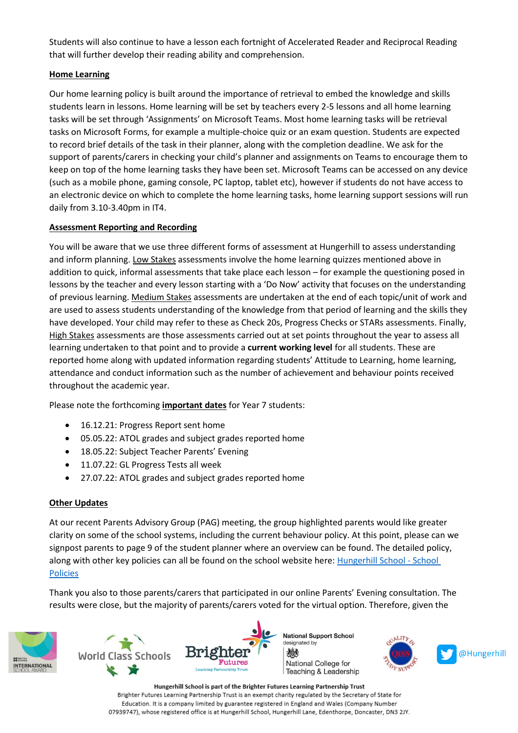Students will also continue to have a lesson each fortnight of Accelerated Reader and Reciprocal Reading that will further develop their reading ability and comprehension.

**Home Learning**

Our home learning policy is built around the importance of retrieval to embed the knowledge and skills students learn in lessons. Home learning will be set by teachers every 2-5 lessons and all home learning tasks will be set through 'Assignments' on Microsoft Teams. Most home learning tasks will be retrieval tasks on Microsoft Forms, for example a multiple-choice quiz or an exam question. Students are expected to record brief details of the task in their planner, along with the completion deadline. We ask for the support of parents/carers in checking your child's planner and assignments on Teams to encourage them to keep on top of the home learning tasks they have been set. Microsoft Teams can be accessed on any device (such as a mobile phone, gaming console, PC laptop, tablet etc), however if students do not have access to an electronic device on which to complete the home learning tasks, home learning support sessions will run daily from 3.10-3.40pm in IT4.

**Assessment Reporting and Recording**

You will be aware that we use three different forms of assessment at Hungerhill to assess understanding and inform planning. Low Stakes assessments involve the home learning quizzes mentioned above in addition to quick, informal assessments that take place each lesson – for example the questioning posed in lessons by the teacher and every lesson starting with a 'Do Now' activity that focuses on the understanding of previous learning. Medium Stakes assessments are undertaken at the end of each topic/unit of work and are used to assess students understanding of the knowledge from that period of learning and the skills they have developed. Your child may refer to these as Check 20s, Progress Checks or STARs assessments. Finally, High Stakes assessments are those assessments carried out at set points throughout the year to assess all learning undertaken to that point and to provide a **current working level** for all students. These are reported home along with updated information regarding students' Attitude to Learning, home learning, attendance and conduct information such as the number of achievement and behaviour points received throughout the academic year.

Please note the forthcoming **important dates** for Year 7 students:

- 16.12.21: Progress Report sent home
- 05.05.22: ATOL grades and subject grades reported home
- 18.05.22: Subject Teacher Parents' Evening
- 11.07.22: GL Progress Tests all week
- 27.07.22: ATOL grades and subject grades reported home

**Other Updates**

At our recent Parents Advisory Group (PAG) meeting, the group highlighted parents would like greater clarity on some of the school systems, including the current behaviour policy. At this point, please can we signpost parents to page 9 of the student planner where an overview can be found. The detailed policy, along with other key policies can all be found on the school website here: Hungerhill School - School Policies

Thank you also to those parents/carers that participated in our online Parents' Evening consultation. The results were close, but the majority of parents/carers voted for the virtual option. Therefore, given the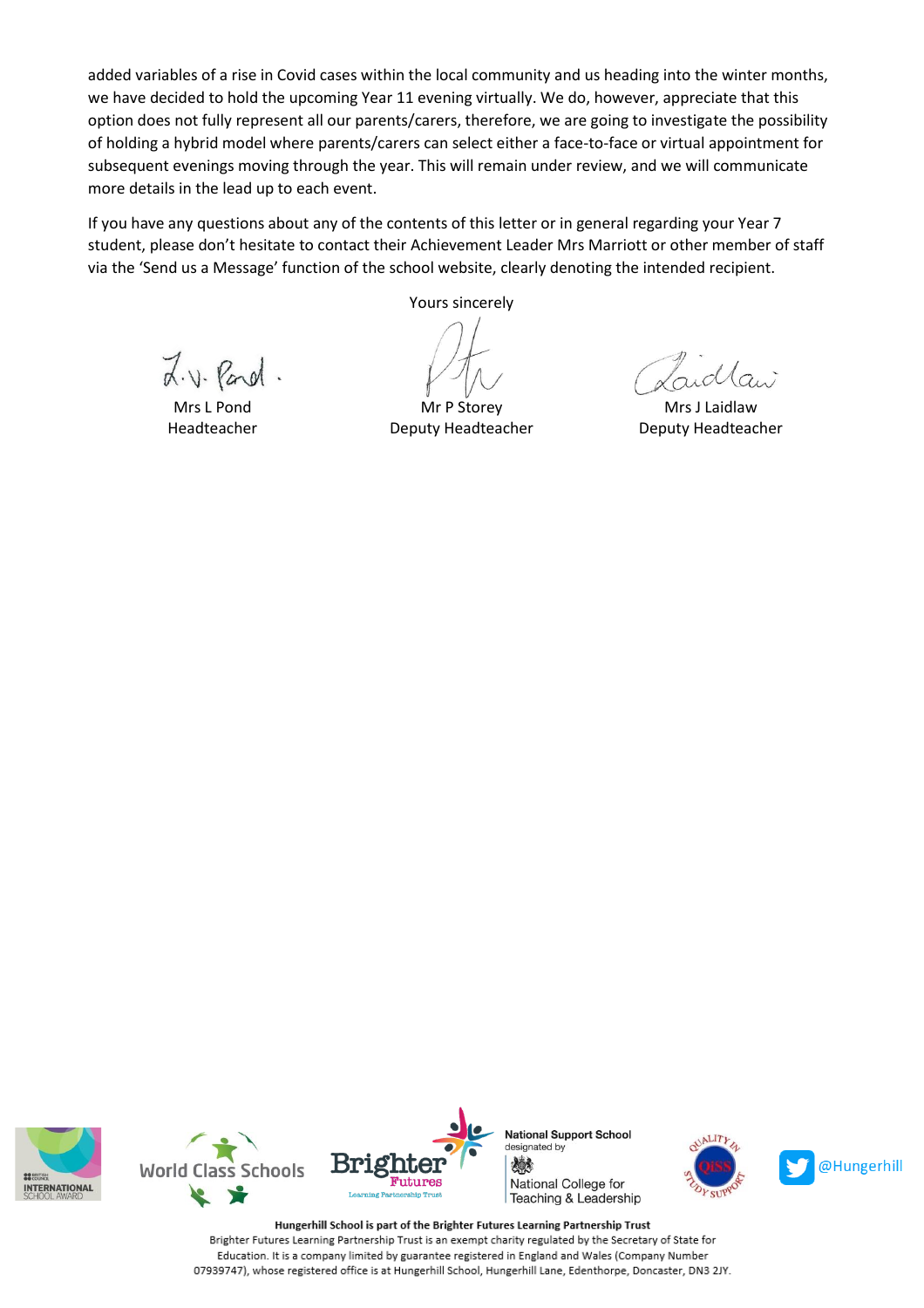added variables of a rise in Covid cases within the local community and us heading into the winter months, we have decided to hold the upcoming Year 11 evening virtually. We do, however, appreciate that this option does not fully represent all our parents/carers, therefore, we are going to investigate the possibility of holding a hybrid model where parents/carers can select either a face-to-face or virtual appointment for subsequent evenings moving through the year. This will remain under review, and we will communicate more details in the lead up to each event.

If you have any questions about any of the contents of this letter or in general regarding your Year 7 student, please don't hesitate to contact their Achievement Leader Mrs Marriott or other member of staff via the 'Send us a Message' function of the school website, clearly denoting the intended recipient.

Yours sincerely

| | | |
|---|---|---|
| Mrs L Pond | Mr P Storey | Mrs J Laidlaw |
| Headteacher | Deputy Headteacher | Deputy Headteacher |

**Hungerhill School is part of the Brighter Futures Learning Partnership Trust**

Brighter Futures Learning Partnership Trust is an exempt charity regulated by the Secretary of State for Education. It is a company limited by guarantee registered in England and Wales (Company Number 07939747), whose registered office is at Hungerhill School, Hungerhill Lane, Edenthorpe, Doncaster, DN3 2JY.